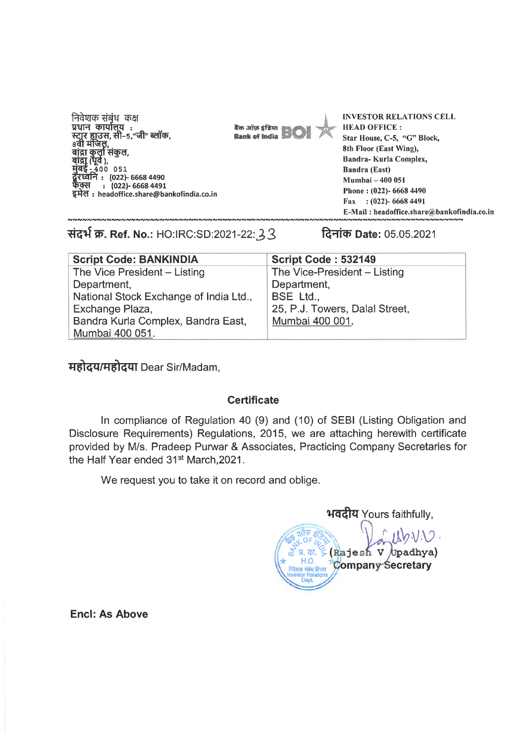निवेशक संबंध कक्ष
प्रधान कार्यालय :
स्टार हाउस, सी–5,"जी" ब्लॉक,
8वी मंजिल,
बांद्रा कुर्ला संकुल,
बांद्रा (पूर्व ),
मुबई - 400 051
दूरध्वनि : (022)- 6668 4490
फेक्स : (022)- 6668 4491
इमेल : headoffice.share@bankofindia.co.in

बैंक ऑफ़ इंडिया Bank of India BOI

**INVESTOR RELATIONS CELL**
**HEAD OFFICE :**
**Star House, C-5, "G" Block,**
**8th Floor (East Wing),**
**Bandra- Kurla Complex,**
**Bandra (East)**
**Mumbai – 400 051**
**Phone : (022)- 6668 4490**
**Fax : (022)- 6668 4491**
**E-Mail : headoffice.share@bankofindia.co.in**

**संदर्भ क्र. Ref. No.:** HO:IRC:SD:2021-22:33 **दिनांक Date:** 05.05.2021

| **Script Code: BANKINDIA** | **Script Code : 532149** |
|---|---|
| The Vice President – Listing Department, National Stock Exchange of India Ltd., Exchange Plaza, Bandra Kurla Complex, Bandra East, Mumbai 400 051. | The Vice-President – Listing Department, BSE Ltd., 25, P.J. Towers, Dalal Street, Mumbai 400 001. |

**महोदय/महोदया** Dear Sir/Madam,

**Certificate**

In compliance of Regulation 40 (9) and (10) of SEBI (Listing Obligation and Disclosure Requirements) Regulations, 2015, we are attaching herewith certificate provided by M/s. Pradeep Purwar & Associates, Practicing Company Secretaries for the Half Year ended 31st March,2021.

We request you to take it on record and oblige.

**भवदीय** Yours faithfully,

(Rajesh V Upadhya)
**Company Secretary**

**Encl: As Above**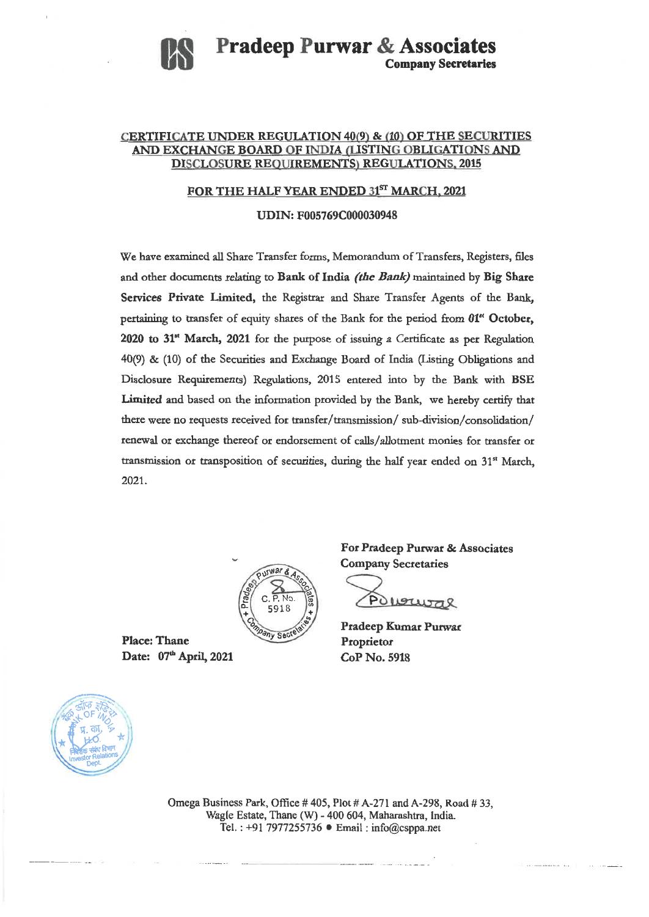# Pradeep Purwar & Associates

**Company Secretaries**

## CERTIFICATE UNDER REGULATION 40(9) & (10) OF THE SECURITIES AND EXCHANGE BOARD OF INDIA (LISTING OBLIGATIONS AND DISCLOSURE REQUIREMENTS) REGULATIONS, 2015

## FOR THE HALF YEAR ENDED 31ST MARCH, 2021

**UDIN: F005769C000030948**

We have examined all Share Transfer forms, Memorandum of Transfers, Registers, files and other documents relating to **Bank of India *(the Bank)*** maintained by **Big Share Services Private Limited,** the Registrar and Share Transfer Agents of the Bank, pertaining to transfer of equity shares of the Bank for the period from **01st October, 2020 to 31st March, 2021** for the purpose of issuing a Certificate as per Regulation 40(9) & (10) of the Securities and Exchange Board of India (Listing Obligations and Disclosure Requirements) Regulations, 2015 entered into by the Bank with **BSE Limited** and based on the information provided by the Bank, we hereby certify that there were no requests received for transfer/transmission/ sub-division/consolidation/ renewal or exchange thereof or endorsement of calls/allotment monies for transfer or transmission or transposition of securities, during the half year ended on 31st March, 2021.

**For Pradeep Purwar & Associates**
**Company Secretaries**

**Pradeep Kumar Purwar**
**Proprietor**
**CoP No. 5918**

**Place: Thane**
**Date: 07th April, 2021**

Omega Business Park, Office # 405, Plot # A-271 and A-298, Road # 33, Wagle Estate, Thane (W) - 400 604, Maharashtra, India.
Tel. : +91 7977255736 • Email : info@csppa.net